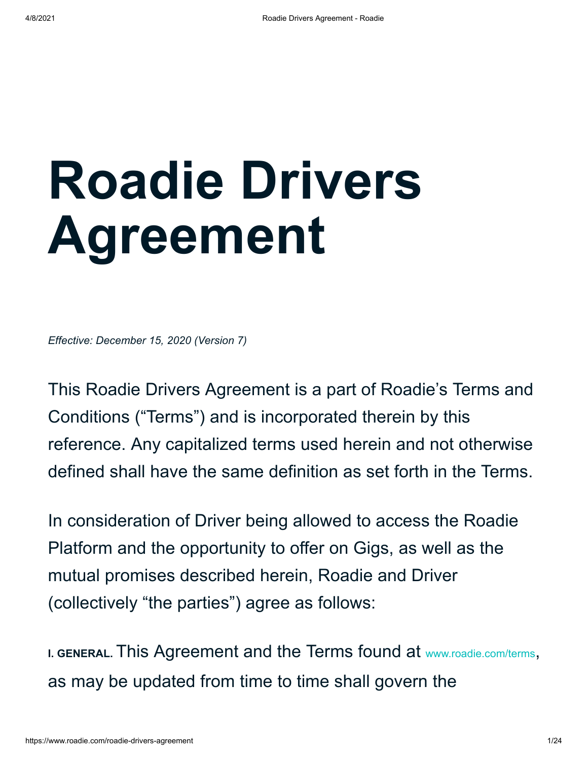# Roadie Drivers Agreement

*Effective: December 15, 2020 (Version 7)*

This Roadie Drivers Agreement is a part of Roadie's Terms and Conditions ("Terms") and is incorporated therein by this reference. Any capitalized terms used herein and not otherwise defined shall have the same definition as set forth in the Terms.

In consideration of Driver being allowed to access the Roadie Platform and the opportunity to offer on Gigs, as well as the mutual promises described herein, Roadie and Driver (collectively "the parties") agree as follows:

**I. GENERAL.** This Agreement and the Terms found at www.roadie.com/terms, as may be updated from time to time shall govern the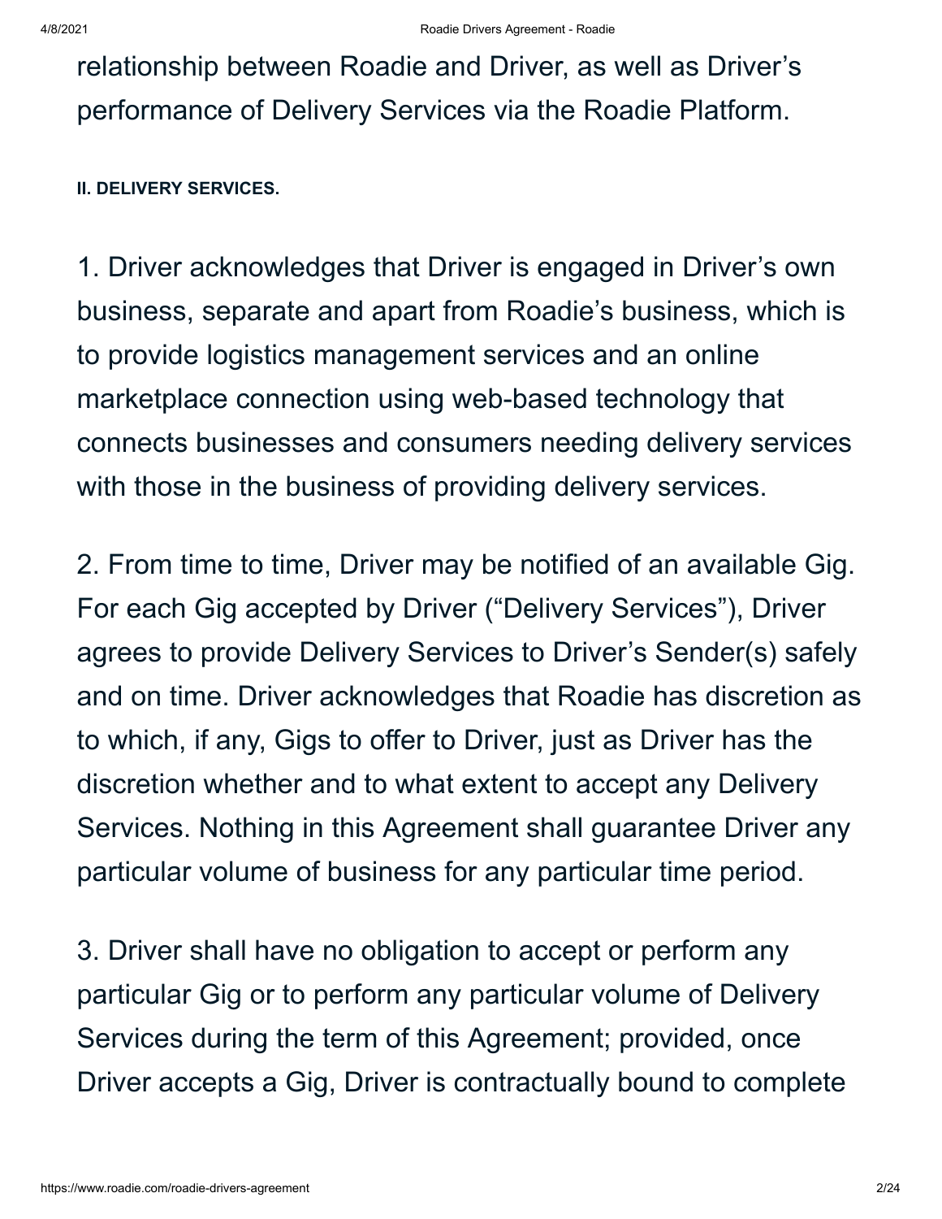relationship between Roadie and Driver, as well as Driver's performance of Delivery Services via the Roadie Platform.

**II. DELIVERY SERVICES.**

1. Driver acknowledges that Driver is engaged in Driver's own business, separate and apart from Roadie's business, which is to provide logistics management services and an online marketplace connection using web-based technology that connects businesses and consumers needing delivery services with those in the business of providing delivery services.

2. From time to time, Driver may be notified of an available Gig. For each Gig accepted by Driver ("Delivery Services"), Driver agrees to provide Delivery Services to Driver's Sender(s) safely and on time. Driver acknowledges that Roadie has discretion as to which, if any, Gigs to offer to Driver, just as Driver has the discretion whether and to what extent to accept any Delivery Services. Nothing in this Agreement shall guarantee Driver any particular volume of business for any particular time period.

3. Driver shall have no obligation to accept or perform any particular Gig or to perform any particular volume of Delivery Services during the term of this Agreement; provided, once Driver accepts a Gig, Driver is contractually bound to complete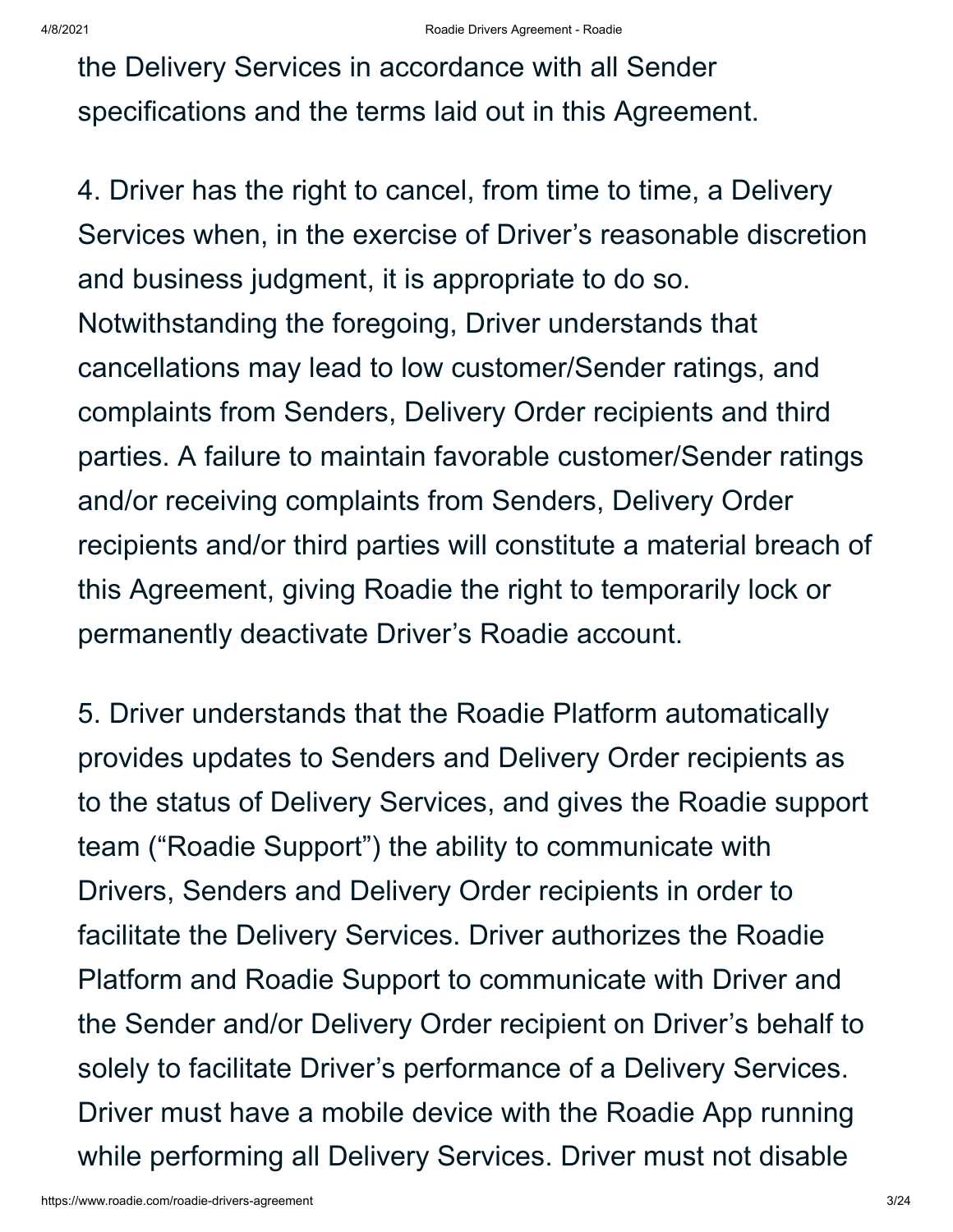the Delivery Services in accordance with all Sender specifications and the terms laid out in this Agreement.

4. Driver has the right to cancel, from time to time, a Delivery Services when, in the exercise of Driver's reasonable discretion and business judgment, it is appropriate to do so. Notwithstanding the foregoing, Driver understands that cancellations may lead to low customer/Sender ratings, and complaints from Senders, Delivery Order recipients and third parties. A failure to maintain favorable customer/Sender ratings and/or receiving complaints from Senders, Delivery Order recipients and/or third parties will constitute a material breach of this Agreement, giving Roadie the right to temporarily lock or permanently deactivate Driver's Roadie account.

5. Driver understands that the Roadie Platform automatically provides updates to Senders and Delivery Order recipients as to the status of Delivery Services, and gives the Roadie support team ("Roadie Support") the ability to communicate with Drivers, Senders and Delivery Order recipients in order to facilitate the Delivery Services. Driver authorizes the Roadie Platform and Roadie Support to communicate with Driver and the Sender and/or Delivery Order recipient on Driver's behalf to solely to facilitate Driver's performance of a Delivery Services. Driver must have a mobile device with the Roadie App running while performing all Delivery Services. Driver must not disable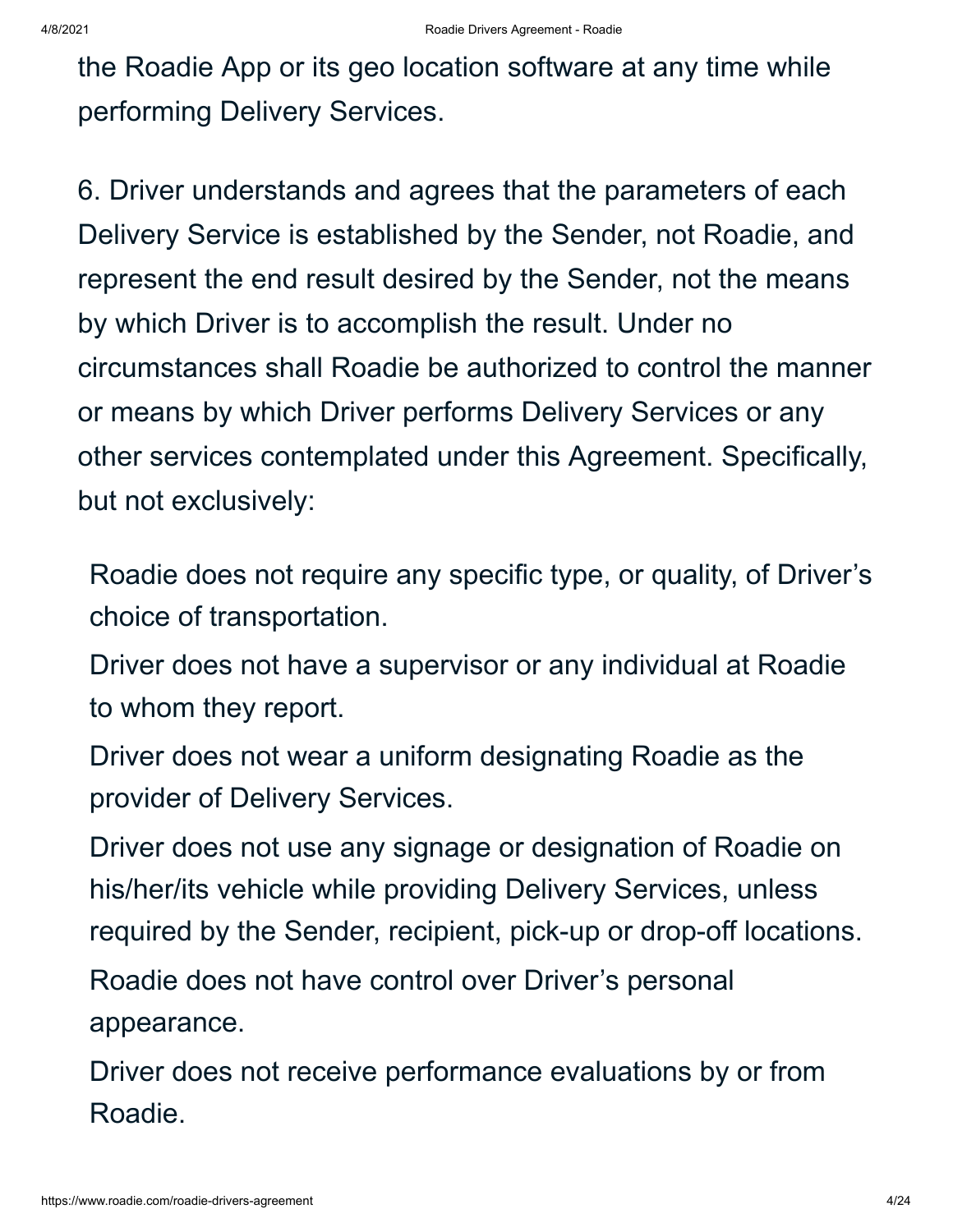the Roadie App or its geo location software at any time while performing Delivery Services.

6. Driver understands and agrees that the parameters of each Delivery Service is established by the Sender, not Roadie, and represent the end result desired by the Sender, not the means by which Driver is to accomplish the result. Under no circumstances shall Roadie be authorized to control the manner or means by which Driver performs Delivery Services or any other services contemplated under this Agreement. Specifically, but not exclusively:

- Roadie does not require any specific type, or quality, of Driver's choice of transportation.
- Driver does not have a supervisor or any individual at Roadie to whom they report.
- Driver does not wear a uniform designating Roadie as the provider of Delivery Services.
- Driver does not use any signage or designation of Roadie on his/her/its vehicle while providing Delivery Services, unless required by the Sender, recipient, pick-up or drop-off locations.
- Roadie does not have control over Driver's personal appearance.
- Driver does not receive performance evaluations by or from Roadie.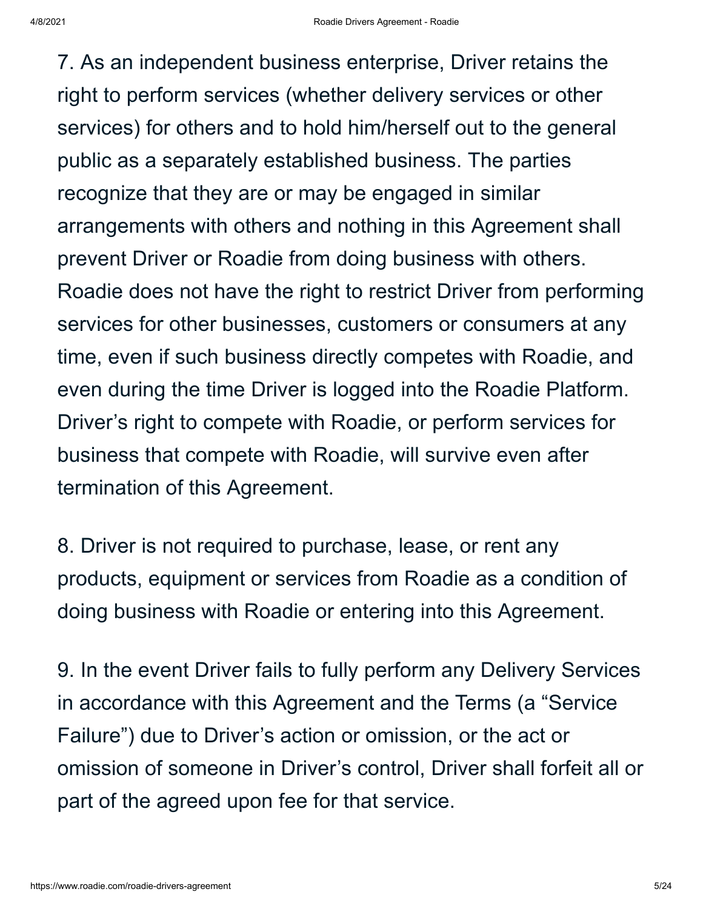7. As an independent business enterprise, Driver retains the right to perform services (whether delivery services or other services) for others and to hold him/herself out to the general public as a separately established business. The parties recognize that they are or may be engaged in similar arrangements with others and nothing in this Agreement shall prevent Driver or Roadie from doing business with others. Roadie does not have the right to restrict Driver from performing services for other businesses, customers or consumers at any time, even if such business directly competes with Roadie, and even during the time Driver is logged into the Roadie Platform. Driver's right to compete with Roadie, or perform services for business that compete with Roadie, will survive even after termination of this Agreement.

8. Driver is not required to purchase, lease, or rent any products, equipment or services from Roadie as a condition of doing business with Roadie or entering into this Agreement.

9. In the event Driver fails to fully perform any Delivery Services in accordance with this Agreement and the Terms (a "Service Failure") due to Driver's action or omission, or the act or omission of someone in Driver's control, Driver shall forfeit all or part of the agreed upon fee for that service.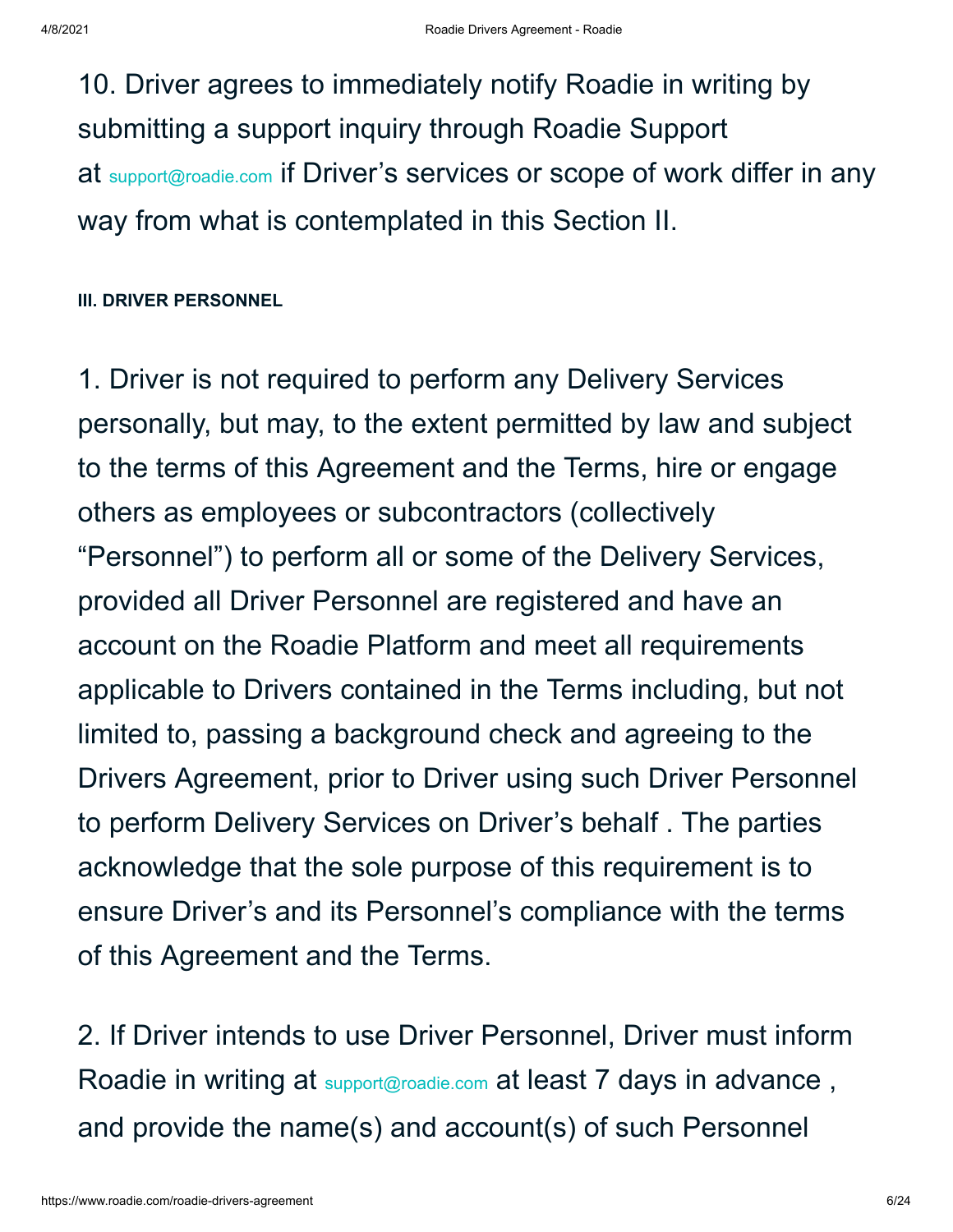10. Driver agrees to immediately notify Roadie in writing by submitting a support inquiry through Roadie Support at support@roadie.com if Driver's services or scope of work differ in any way from what is contemplated in this Section II.

**III. DRIVER PERSONNEL**

1. Driver is not required to perform any Delivery Services personally, but may, to the extent permitted by law and subject to the terms of this Agreement and the Terms, hire or engage others as employees or subcontractors (collectively "Personnel") to perform all or some of the Delivery Services, provided all Driver Personnel are registered and have an account on the Roadie Platform and meet all requirements applicable to Drivers contained in the Terms including, but not limited to, passing a background check and agreeing to the Drivers Agreement, prior to Driver using such Driver Personnel to perform Delivery Services on Driver's behalf . The parties acknowledge that the sole purpose of this requirement is to ensure Driver's and its Personnel's compliance with the terms of this Agreement and the Terms.

2. If Driver intends to use Driver Personnel, Driver must inform Roadie in writing at support@roadie.com at least 7 days in advance , and provide the name(s) and account(s) of such Personnel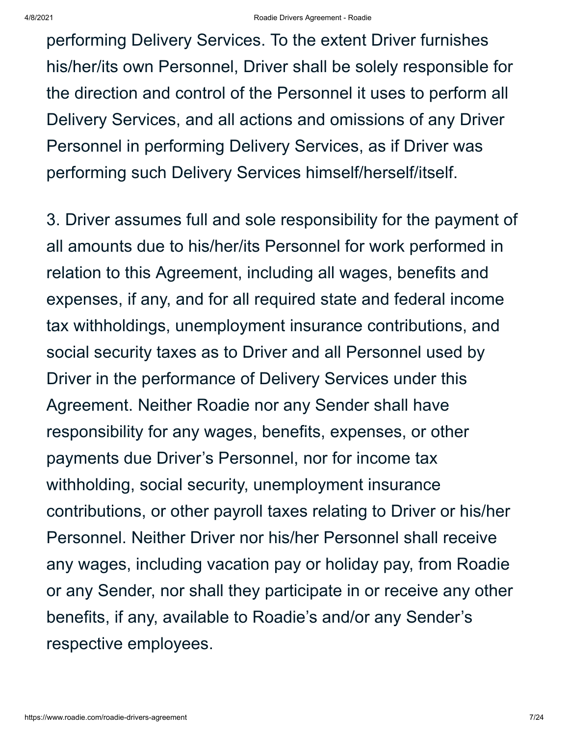performing Delivery Services. To the extent Driver furnishes his/her/its own Personnel, Driver shall be solely responsible for the direction and control of the Personnel it uses to perform all Delivery Services, and all actions and omissions of any Driver Personnel in performing Delivery Services, as if Driver was performing such Delivery Services himself/herself/itself.

3. Driver assumes full and sole responsibility for the payment of all amounts due to his/her/its Personnel for work performed in relation to this Agreement, including all wages, benefits and expenses, if any, and for all required state and federal income tax withholdings, unemployment insurance contributions, and social security taxes as to Driver and all Personnel used by Driver in the performance of Delivery Services under this Agreement. Neither Roadie nor any Sender shall have responsibility for any wages, benefits, expenses, or other payments due Driver's Personnel, nor for income tax withholding, social security, unemployment insurance contributions, or other payroll taxes relating to Driver or his/her Personnel. Neither Driver nor his/her Personnel shall receive any wages, including vacation pay or holiday pay, from Roadie or any Sender, nor shall they participate in or receive any other benefits, if any, available to Roadie's and/or any Sender's respective employees.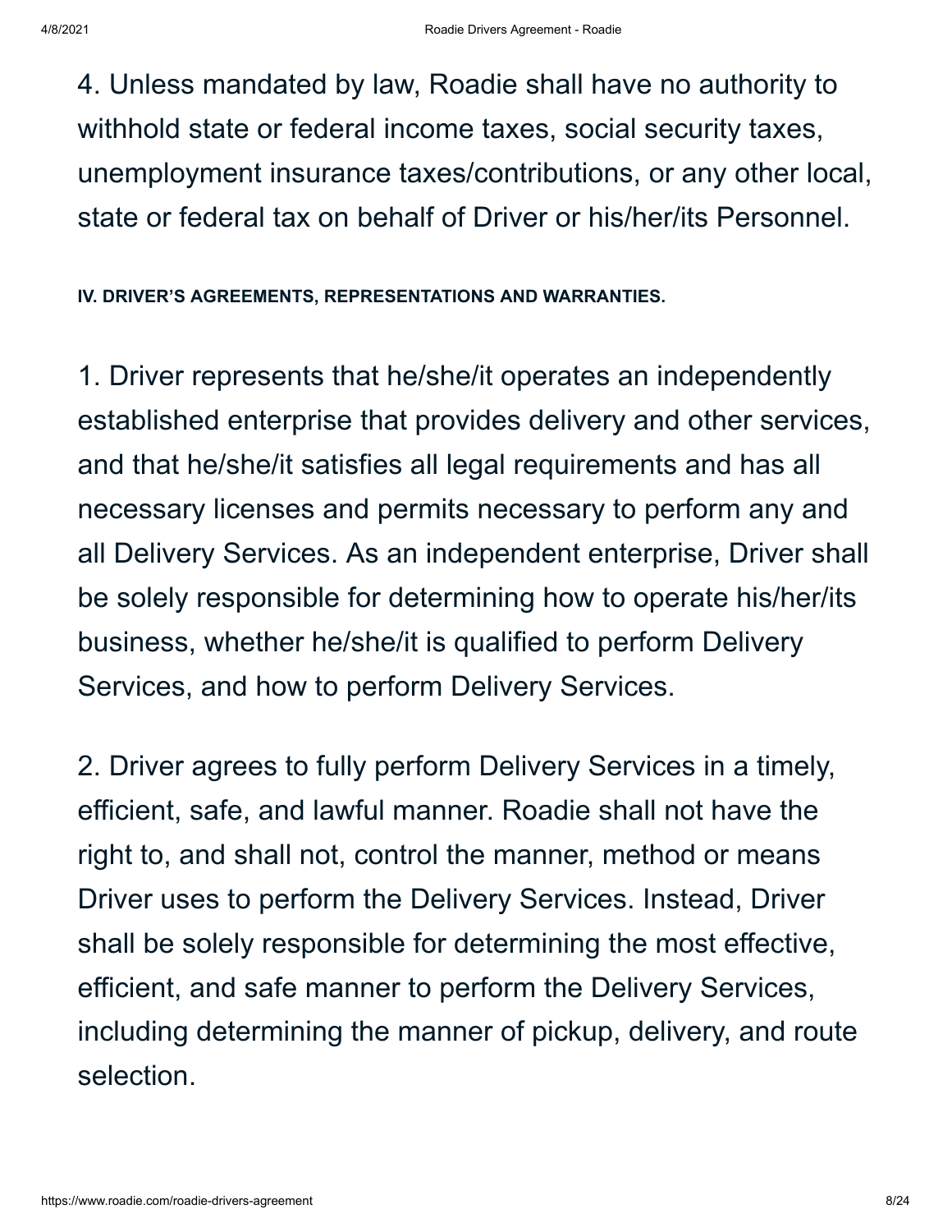4. Unless mandated by law, Roadie shall have no authority to withhold state or federal income taxes, social security taxes, unemployment insurance taxes/contributions, or any other local, state or federal tax on behalf of Driver or his/her/its Personnel.

**IV. DRIVER'S AGREEMENTS, REPRESENTATIONS AND WARRANTIES.**

1. Driver represents that he/she/it operates an independently established enterprise that provides delivery and other services, and that he/she/it satisfies all legal requirements and has all necessary licenses and permits necessary to perform any and all Delivery Services. As an independent enterprise, Driver shall be solely responsible for determining how to operate his/her/its business, whether he/she/it is qualified to perform Delivery Services, and how to perform Delivery Services.

2. Driver agrees to fully perform Delivery Services in a timely, efficient, safe, and lawful manner. Roadie shall not have the right to, and shall not, control the manner, method or means Driver uses to perform the Delivery Services. Instead, Driver shall be solely responsible for determining the most effective, efficient, and safe manner to perform the Delivery Services, including determining the manner of pickup, delivery, and route selection.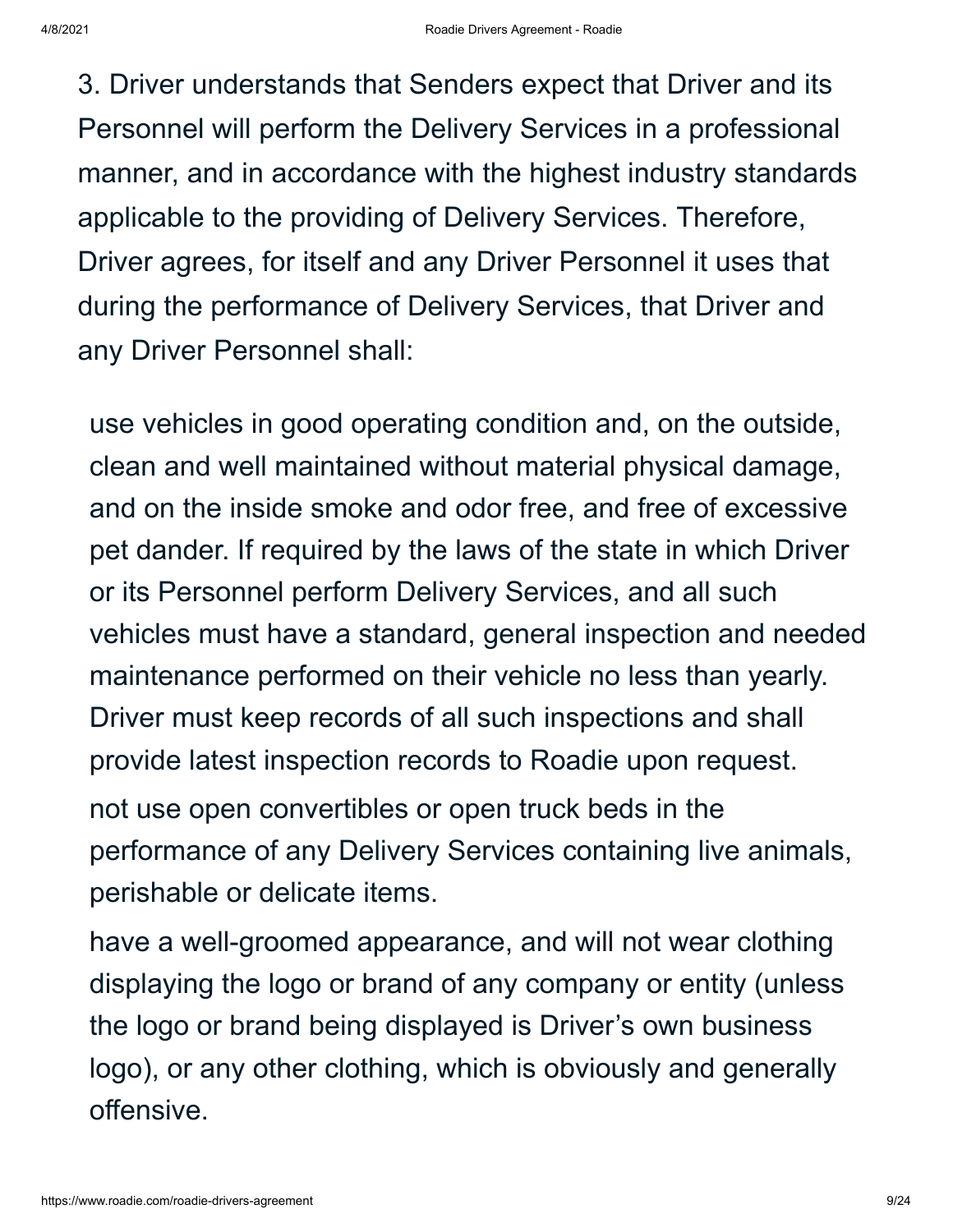3. Driver understands that Senders expect that Driver and its Personnel will perform the Delivery Services in a professional manner, and in accordance with the highest industry standards applicable to the providing of Delivery Services. Therefore, Driver agrees, for itself and any Driver Personnel it uses that during the performance of Delivery Services, that Driver and any Driver Personnel shall:

- use vehicles in good operating condition and, on the outside, clean and well maintained without material physical damage, and on the inside smoke and odor free, and free of excessive pet dander. If required by the laws of the state in which Driver or its Personnel perform Delivery Services, and all such vehicles must have a standard, general inspection and needed maintenance performed on their vehicle no less than yearly. Driver must keep records of all such inspections and shall provide latest inspection records to Roadie upon request.
- not use open convertibles or open truck beds in the performance of any Delivery Services containing live animals, perishable or delicate items.
- have a well-groomed appearance, and will not wear clothing displaying the logo or brand of any company or entity (unless the logo or brand being displayed is Driver's own business logo), or any other clothing, which is obviously and generally offensive.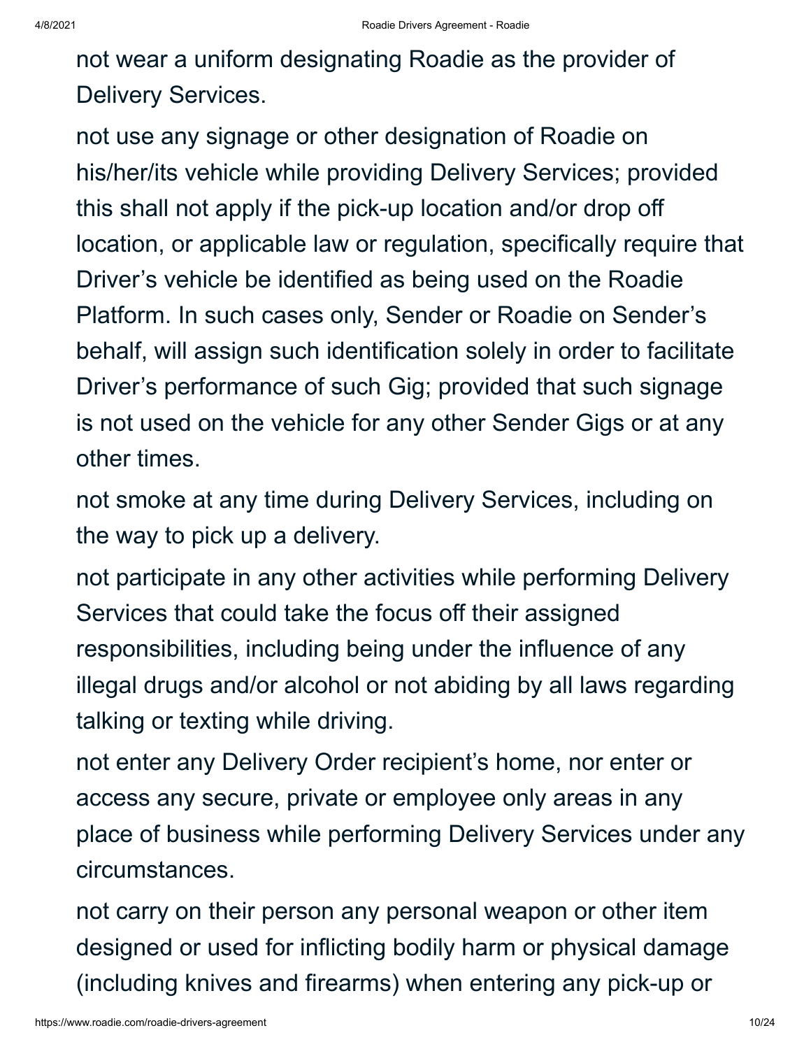not wear a uniform designating Roadie as the provider of Delivery Services.

not use any signage or other designation of Roadie on his/her/its vehicle while providing Delivery Services; provided this shall not apply if the pick-up location and/or drop off location, or applicable law or regulation, specifically require that Driver's vehicle be identified as being used on the Roadie Platform. In such cases only, Sender or Roadie on Sender's behalf, will assign such identification solely in order to facilitate Driver's performance of such Gig; provided that such signage is not used on the vehicle for any other Sender Gigs or at any other times.

not smoke at any time during Delivery Services, including on the way to pick up a delivery.

not participate in any other activities while performing Delivery Services that could take the focus off their assigned responsibilities, including being under the influence of any illegal drugs and/or alcohol or not abiding by all laws regarding talking or texting while driving.

not enter any Delivery Order recipient's home, nor enter or access any secure, private or employee only areas in any place of business while performing Delivery Services under any circumstances.

not carry on their person any personal weapon or other item designed or used for inflicting bodily harm or physical damage (including knives and firearms) when entering any pick-up or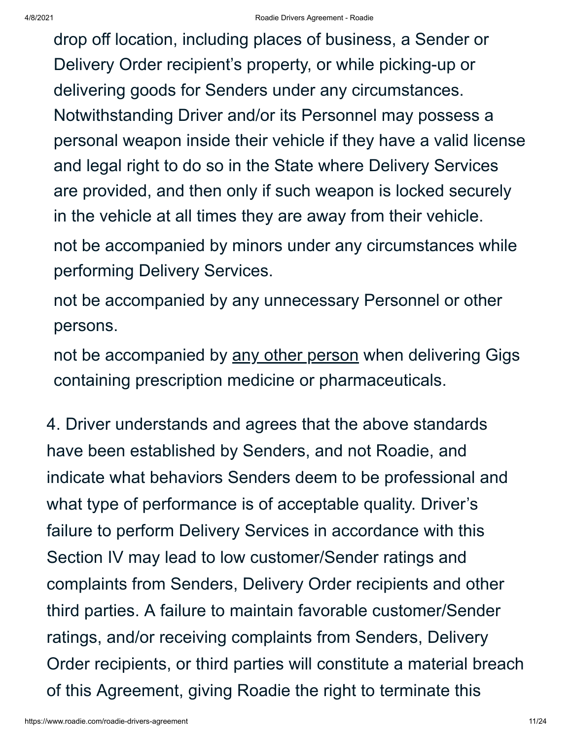drop off location, including places of business, a Sender or Delivery Order recipient's property, or while picking-up or delivering goods for Senders under any circumstances. Notwithstanding Driver and/or its Personnel may possess a personal weapon inside their vehicle if they have a valid license and legal right to do so in the State where Delivery Services are provided, and then only if such weapon is locked securely in the vehicle at all times they are away from their vehicle.

not be accompanied by minors under any circumstances while performing Delivery Services.

not be accompanied by any unnecessary Personnel or other persons.

not be accompanied by <u>any other person</u> when delivering Gigs containing prescription medicine or pharmaceuticals.

4. Driver understands and agrees that the above standards have been established by Senders, and not Roadie, and indicate what behaviors Senders deem to be professional and what type of performance is of acceptable quality. Driver's failure to perform Delivery Services in accordance with this Section IV may lead to low customer/Sender ratings and complaints from Senders, Delivery Order recipients and other third parties. A failure to maintain favorable customer/Sender ratings, and/or receiving complaints from Senders, Delivery Order recipients, or third parties will constitute a material breach of this Agreement, giving Roadie the right to terminate this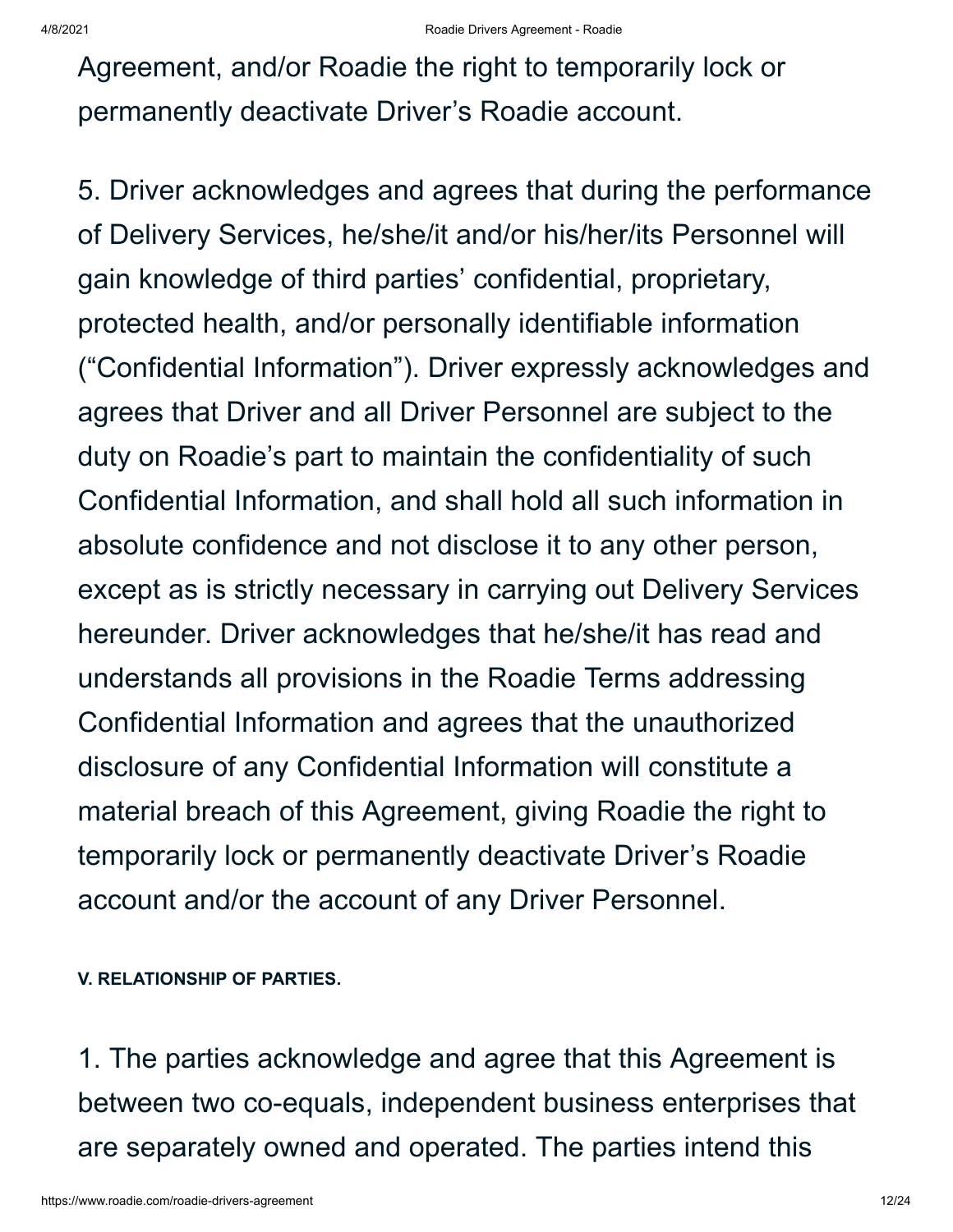Agreement, and/or Roadie the right to temporarily lock or permanently deactivate Driver's Roadie account.

5. Driver acknowledges and agrees that during the performance of Delivery Services, he/she/it and/or his/her/its Personnel will gain knowledge of third parties' confidential, proprietary, protected health, and/or personally identifiable information ("Confidential Information"). Driver expressly acknowledges and agrees that Driver and all Driver Personnel are subject to the duty on Roadie's part to maintain the confidentiality of such Confidential Information, and shall hold all such information in absolute confidence and not disclose it to any other person, except as is strictly necessary in carrying out Delivery Services hereunder. Driver acknowledges that he/she/it has read and understands all provisions in the Roadie Terms addressing Confidential Information and agrees that the unauthorized disclosure of any Confidential Information will constitute a material breach of this Agreement, giving Roadie the right to temporarily lock or permanently deactivate Driver's Roadie account and/or the account of any Driver Personnel.

**V. RELATIONSHIP OF PARTIES.**

1. The parties acknowledge and agree that this Agreement is between two co-equals, independent business enterprises that are separately owned and operated. The parties intend this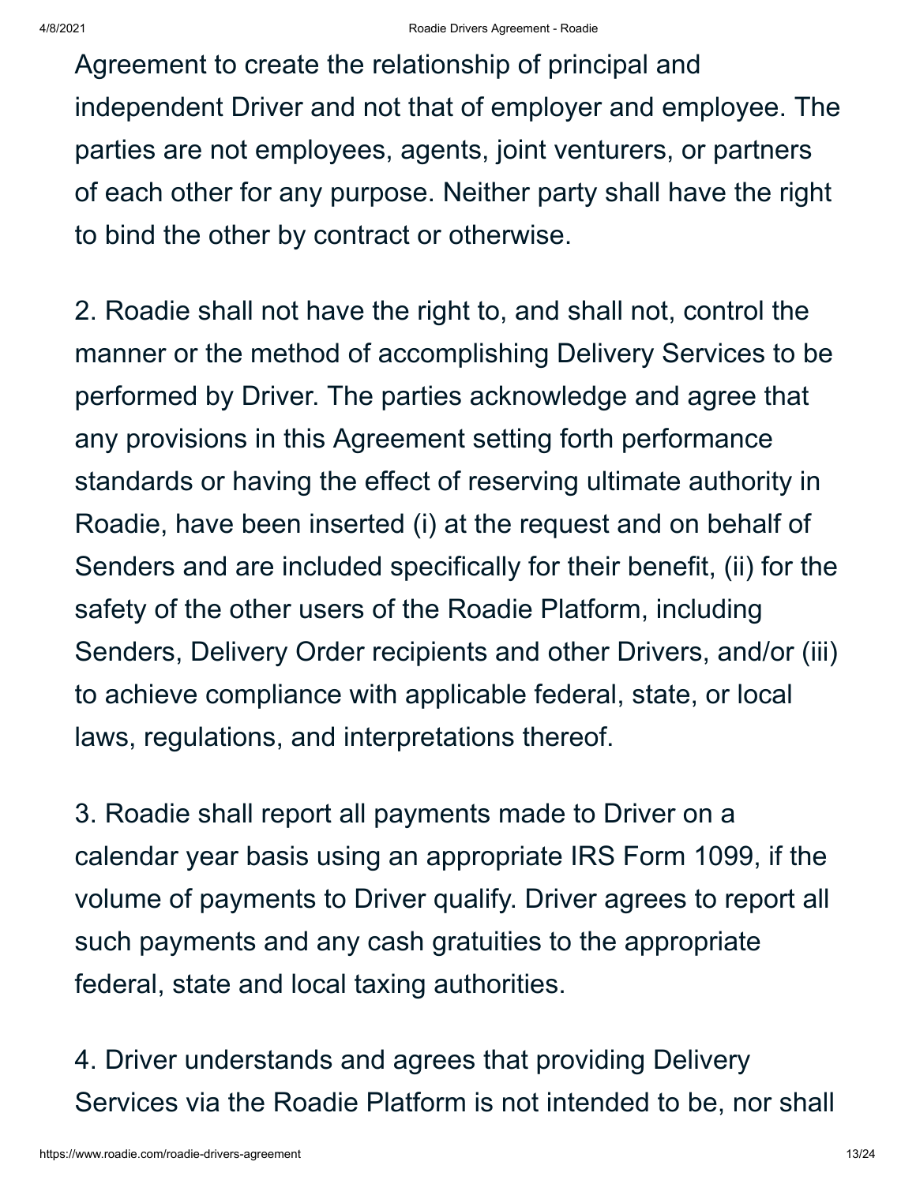Agreement to create the relationship of principal and independent Driver and not that of employer and employee. The parties are not employees, agents, joint venturers, or partners of each other for any purpose. Neither party shall have the right to bind the other by contract or otherwise.

2. Roadie shall not have the right to, and shall not, control the manner or the method of accomplishing Delivery Services to be performed by Driver. The parties acknowledge and agree that any provisions in this Agreement setting forth performance standards or having the effect of reserving ultimate authority in Roadie, have been inserted (i) at the request and on behalf of Senders and are included specifically for their benefit, (ii) for the safety of the other users of the Roadie Platform, including Senders, Delivery Order recipients and other Drivers, and/or (iii) to achieve compliance with applicable federal, state, or local laws, regulations, and interpretations thereof.

3. Roadie shall report all payments made to Driver on a calendar year basis using an appropriate IRS Form 1099, if the volume of payments to Driver qualify. Driver agrees to report all such payments and any cash gratuities to the appropriate federal, state and local taxing authorities.

4. Driver understands and agrees that providing Delivery Services via the Roadie Platform is not intended to be, nor shall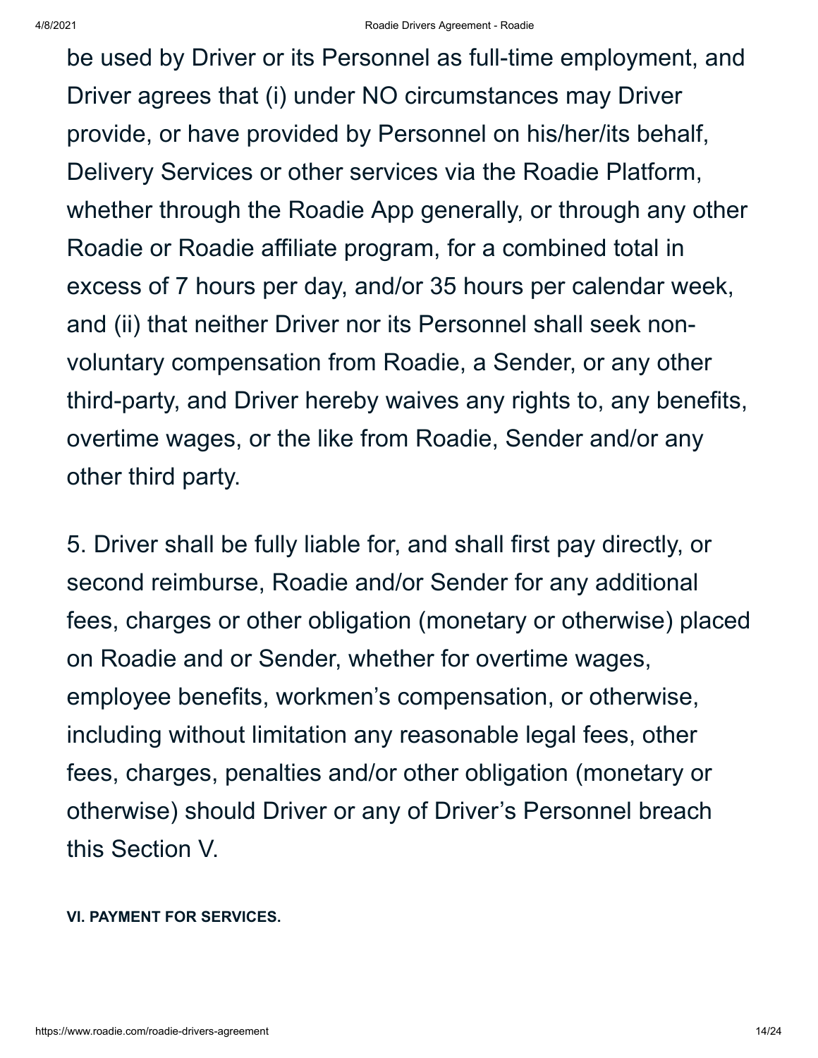be used by Driver or its Personnel as full-time employment, and Driver agrees that (i) under NO circumstances may Driver provide, or have provided by Personnel on his/her/its behalf, Delivery Services or other services via the Roadie Platform, whether through the Roadie App generally, or through any other Roadie or Roadie affiliate program, for a combined total in excess of 7 hours per day, and/or 35 hours per calendar week, and (ii) that neither Driver nor its Personnel shall seek non-voluntary compensation from Roadie, a Sender, or any other third-party, and Driver hereby waives any rights to, any benefits, overtime wages, or the like from Roadie, Sender and/or any other third party.

5. Driver shall be fully liable for, and shall first pay directly, or second reimburse, Roadie and/or Sender for any additional fees, charges or other obligation (monetary or otherwise) placed on Roadie and or Sender, whether for overtime wages, employee benefits, workmen's compensation, or otherwise, including without limitation any reasonable legal fees, other fees, charges, penalties and/or other obligation (monetary or otherwise) should Driver or any of Driver's Personnel breach this Section V.

**VI. PAYMENT FOR SERVICES.**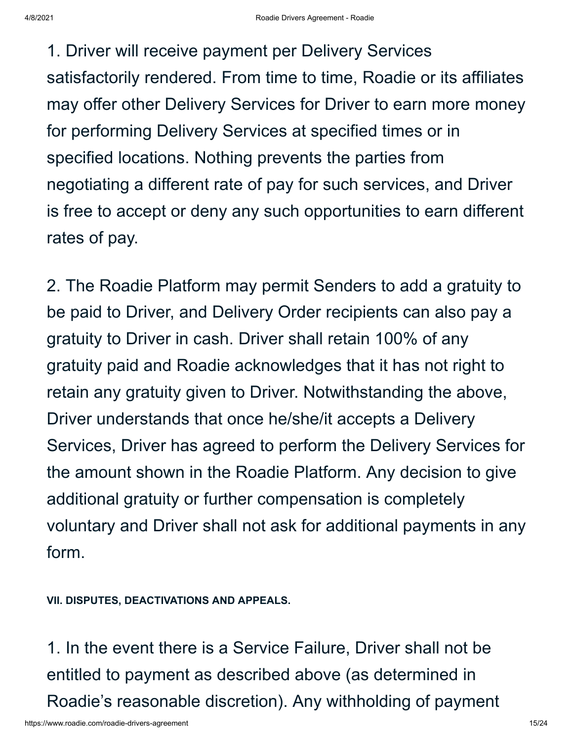1. Driver will receive payment per Delivery Services satisfactorily rendered. From time to time, Roadie or its affiliates may offer other Delivery Services for Driver to earn more money for performing Delivery Services at specified times or in specified locations. Nothing prevents the parties from negotiating a different rate of pay for such services, and Driver is free to accept or deny any such opportunities to earn different rates of pay.

2. The Roadie Platform may permit Senders to add a gratuity to be paid to Driver, and Delivery Order recipients can also pay a gratuity to Driver in cash. Driver shall retain 100% of any gratuity paid and Roadie acknowledges that it has not right to retain any gratuity given to Driver. Notwithstanding the above, Driver understands that once he/she/it accepts a Delivery Services, Driver has agreed to perform the Delivery Services for the amount shown in the Roadie Platform. Any decision to give additional gratuity or further compensation is completely voluntary and Driver shall not ask for additional payments in any form.

**VII. DISPUTES, DEACTIVATIONS AND APPEALS.**

1. In the event there is a Service Failure, Driver shall not be entitled to payment as described above (as determined in Roadie's reasonable discretion). Any withholding of payment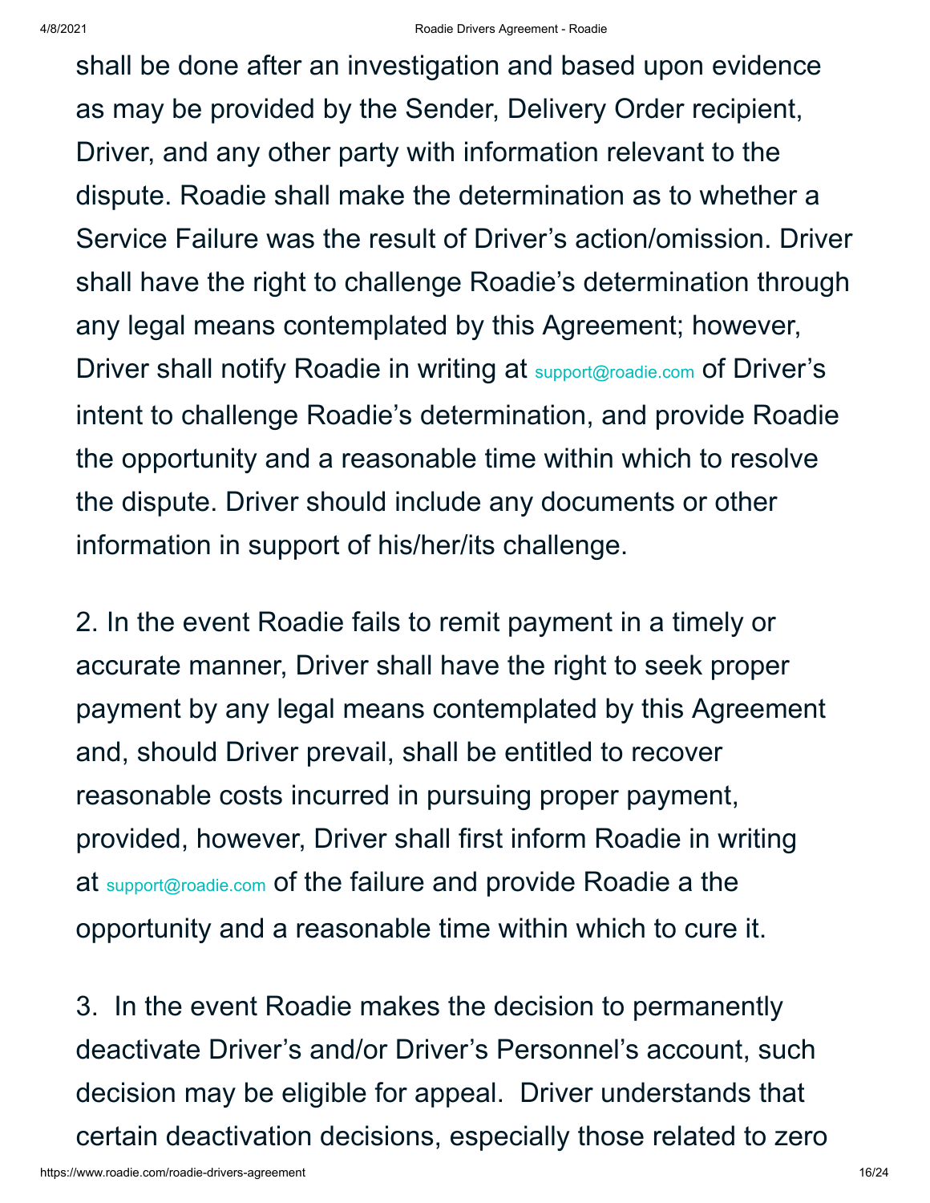shall be done after an investigation and based upon evidence as may be provided by the Sender, Delivery Order recipient, Driver, and any other party with information relevant to the dispute. Roadie shall make the determination as to whether a Service Failure was the result of Driver's action/omission. Driver shall have the right to challenge Roadie's determination through any legal means contemplated by this Agreement; however, Driver shall notify Roadie in writing at support@roadie.com of Driver's intent to challenge Roadie's determination, and provide Roadie the opportunity and a reasonable time within which to resolve the dispute. Driver should include any documents or other information in support of his/her/its challenge.

2. In the event Roadie fails to remit payment in a timely or accurate manner, Driver shall have the right to seek proper payment by any legal means contemplated by this Agreement and, should Driver prevail, shall be entitled to recover reasonable costs incurred in pursuing proper payment, provided, however, Driver shall first inform Roadie in writing at support@roadie.com of the failure and provide Roadie a the opportunity and a reasonable time within which to cure it.

3. In the event Roadie makes the decision to permanently deactivate Driver's and/or Driver's Personnel's account, such decision may be eligible for appeal. Driver understands that certain deactivation decisions, especially those related to zero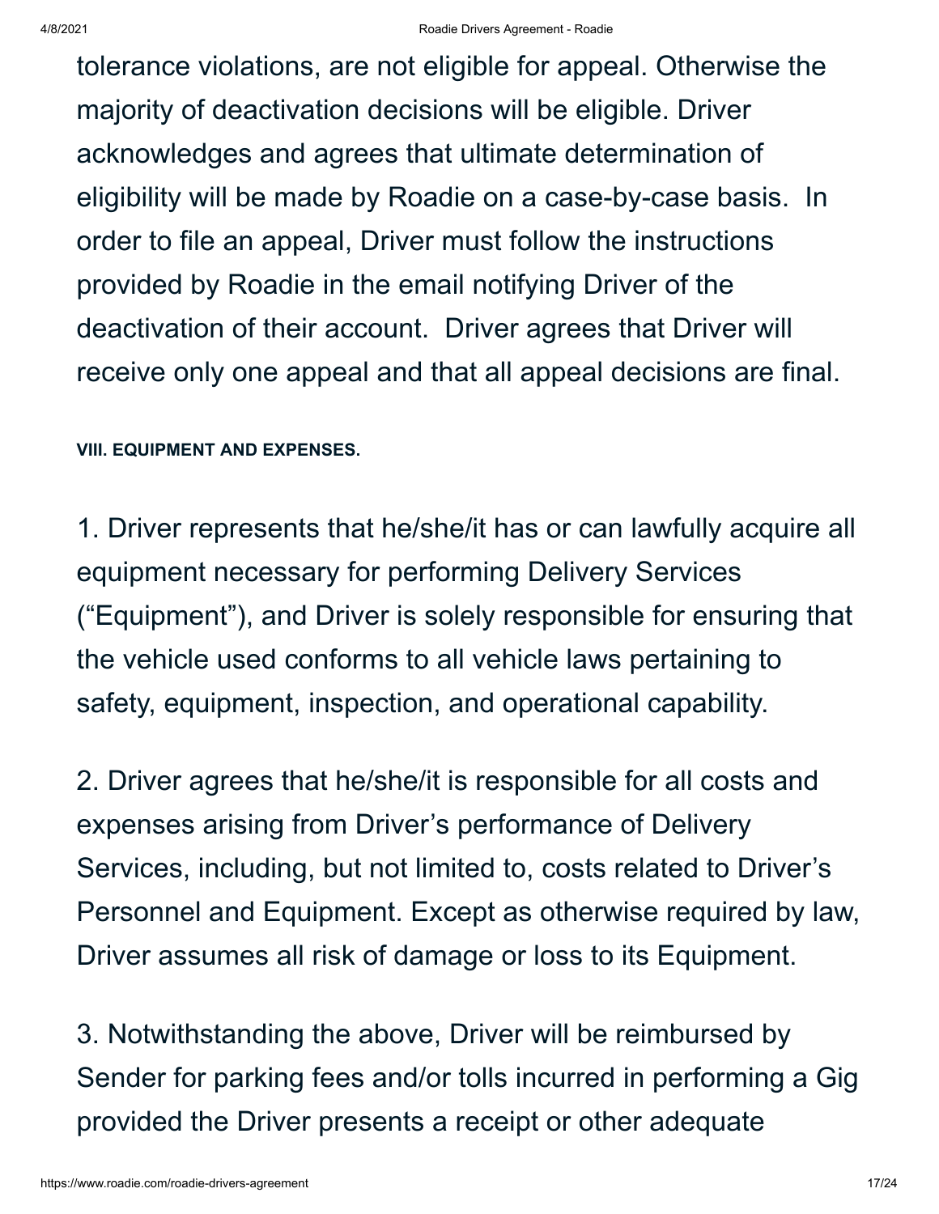tolerance violations, are not eligible for appeal. Otherwise the majority of deactivation decisions will be eligible. Driver acknowledges and agrees that ultimate determination of eligibility will be made by Roadie on a case-by-case basis. In order to file an appeal, Driver must follow the instructions provided by Roadie in the email notifying Driver of the deactivation of their account. Driver agrees that Driver will receive only one appeal and that all appeal decisions are final.

**VIII. EQUIPMENT AND EXPENSES.**

1. Driver represents that he/she/it has or can lawfully acquire all equipment necessary for performing Delivery Services ("Equipment"), and Driver is solely responsible for ensuring that the vehicle used conforms to all vehicle laws pertaining to safety, equipment, inspection, and operational capability.

2. Driver agrees that he/she/it is responsible for all costs and expenses arising from Driver's performance of Delivery Services, including, but not limited to, costs related to Driver's Personnel and Equipment. Except as otherwise required by law, Driver assumes all risk of damage or loss to its Equipment.

3. Notwithstanding the above, Driver will be reimbursed by Sender for parking fees and/or tolls incurred in performing a Gig provided the Driver presents a receipt or other adequate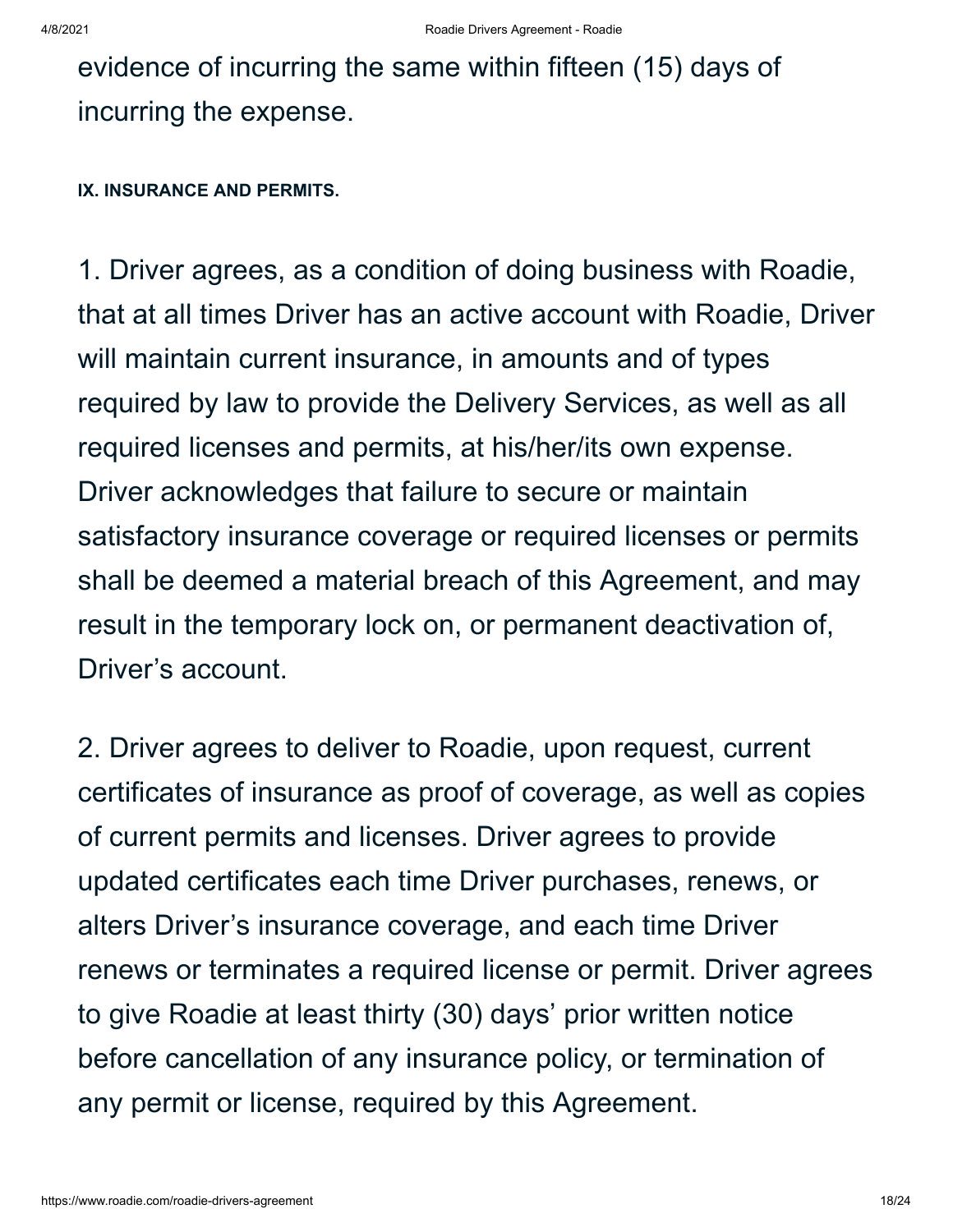evidence of incurring the same within fifteen (15) days of incurring the expense.

**IX. INSURANCE AND PERMITS.**

1. Driver agrees, as a condition of doing business with Roadie, that at all times Driver has an active account with Roadie, Driver will maintain current insurance, in amounts and of types required by law to provide the Delivery Services, as well as all required licenses and permits, at his/her/its own expense. Driver acknowledges that failure to secure or maintain satisfactory insurance coverage or required licenses or permits shall be deemed a material breach of this Agreement, and may result in the temporary lock on, or permanent deactivation of, Driver's account.

2. Driver agrees to deliver to Roadie, upon request, current certificates of insurance as proof of coverage, as well as copies of current permits and licenses. Driver agrees to provide updated certificates each time Driver purchases, renews, or alters Driver's insurance coverage, and each time Driver renews or terminates a required license or permit. Driver agrees to give Roadie at least thirty (30) days' prior written notice before cancellation of any insurance policy, or termination of any permit or license, required by this Agreement.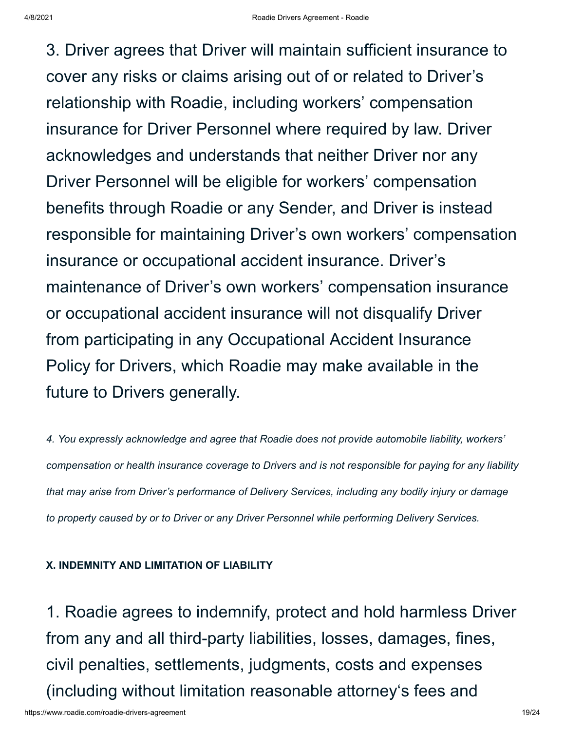3. Driver agrees that Driver will maintain sufficient insurance to cover any risks or claims arising out of or related to Driver's relationship with Roadie, including workers' compensation insurance for Driver Personnel where required by law. Driver acknowledges and understands that neither Driver nor any Driver Personnel will be eligible for workers' compensation benefits through Roadie or any Sender, and Driver is instead responsible for maintaining Driver's own workers' compensation insurance or occupational accident insurance. Driver's maintenance of Driver's own workers' compensation insurance or occupational accident insurance will not disqualify Driver from participating in any Occupational Accident Insurance Policy for Drivers, which Roadie may make available in the future to Drivers generally.

*4. You expressly acknowledge and agree that Roadie does not provide automobile liability, workers' compensation or health insurance coverage to Drivers and is not responsible for paying for any liability that may arise from Driver's performance of Delivery Services, including any bodily injury or damage to property caused by or to Driver or any Driver Personnel while performing Delivery Services.*

**X. INDEMNITY AND LIMITATION OF LIABILITY**

1. Roadie agrees to indemnify, protect and hold harmless Driver from any and all third-party liabilities, losses, damages, fines, civil penalties, settlements, judgments, costs and expenses (including without limitation reasonable attorney's fees and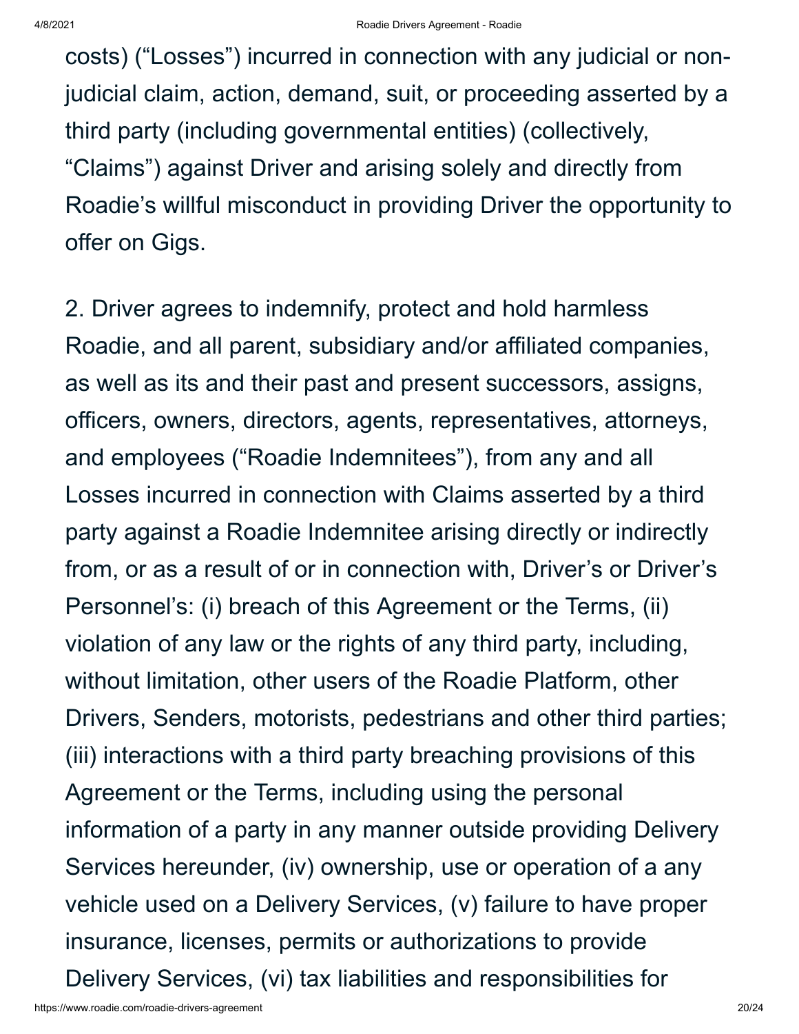costs) ("Losses") incurred in connection with any judicial or non-judicial claim, action, demand, suit, or proceeding asserted by a third party (including governmental entities) (collectively, "Claims") against Driver and arising solely and directly from Roadie's willful misconduct in providing Driver the opportunity to offer on Gigs.

2. Driver agrees to indemnify, protect and hold harmless Roadie, and all parent, subsidiary and/or affiliated companies, as well as its and their past and present successors, assigns, officers, owners, directors, agents, representatives, attorneys, and employees ("Roadie Indemnitees"), from any and all Losses incurred in connection with Claims asserted by a third party against a Roadie Indemnitee arising directly or indirectly from, or as a result of or in connection with, Driver's or Driver's Personnel's: (i) breach of this Agreement or the Terms, (ii) violation of any law or the rights of any third party, including, without limitation, other users of the Roadie Platform, other Drivers, Senders, motorists, pedestrians and other third parties; (iii) interactions with a third party breaching provisions of this Agreement or the Terms, including using the personal information of a party in any manner outside providing Delivery Services hereunder, (iv) ownership, use or operation of a any vehicle used on a Delivery Services, (v) failure to have proper insurance, licenses, permits or authorizations to provide Delivery Services, (vi) tax liabilities and responsibilities for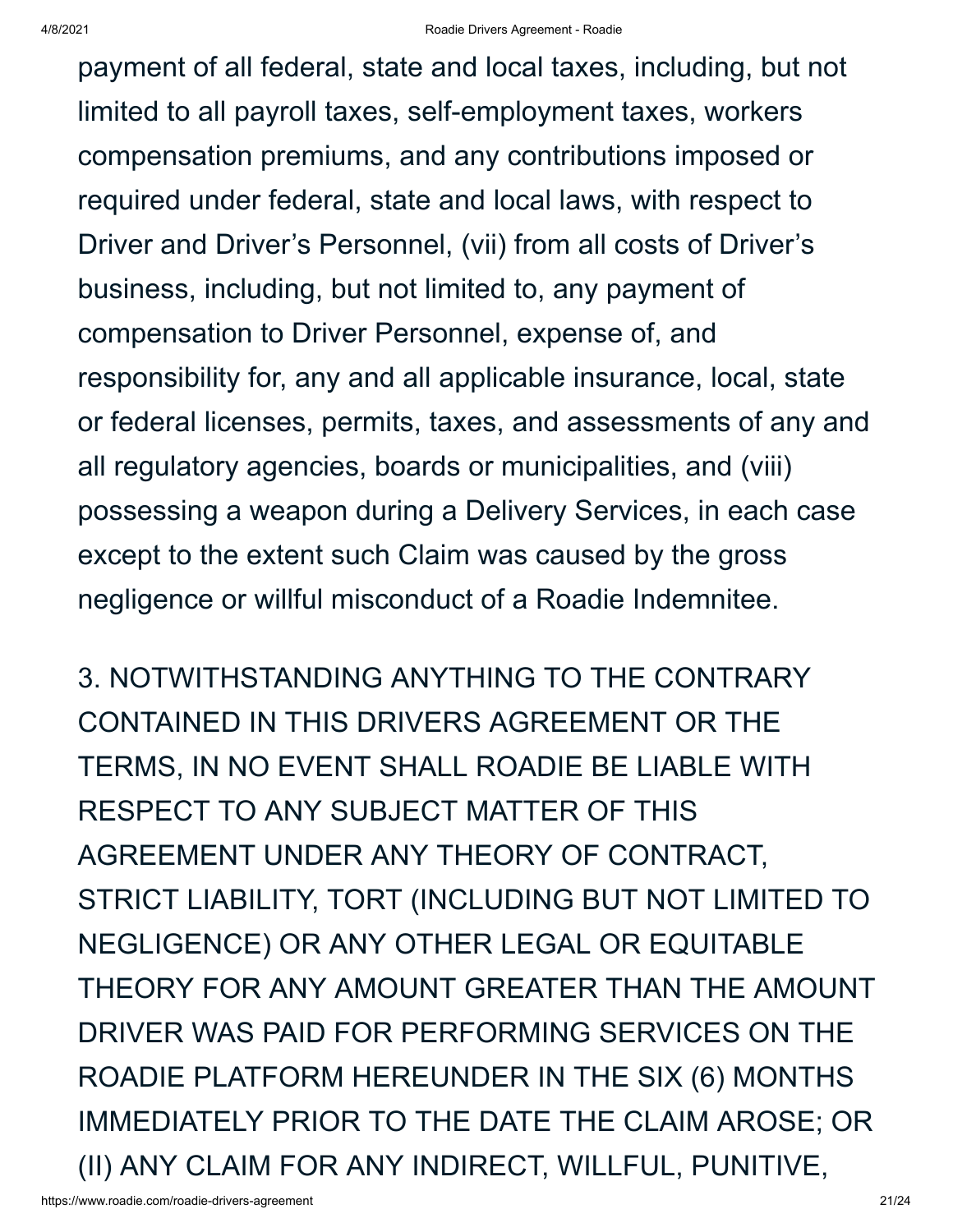payment of all federal, state and local taxes, including, but not limited to all payroll taxes, self-employment taxes, workers compensation premiums, and any contributions imposed or required under federal, state and local laws, with respect to Driver and Driver's Personnel, (vii) from all costs of Driver's business, including, but not limited to, any payment of compensation to Driver Personnel, expense of, and responsibility for, any and all applicable insurance, local, state or federal licenses, permits, taxes, and assessments of any and all regulatory agencies, boards or municipalities, and (viii) possessing a weapon during a Delivery Services, in each case except to the extent such Claim was caused by the gross negligence or willful misconduct of a Roadie Indemnitee.

3. NOTWITHSTANDING ANYTHING TO THE CONTRARY CONTAINED IN THIS DRIVERS AGREEMENT OR THE TERMS, IN NO EVENT SHALL ROADIE BE LIABLE WITH RESPECT TO ANY SUBJECT MATTER OF THIS AGREEMENT UNDER ANY THEORY OF CONTRACT, STRICT LIABILITY, TORT (INCLUDING BUT NOT LIMITED TO NEGLIGENCE) OR ANY OTHER LEGAL OR EQUITABLE THEORY FOR ANY AMOUNT GREATER THAN THE AMOUNT DRIVER WAS PAID FOR PERFORMING SERVICES ON THE ROADIE PLATFORM HEREUNDER IN THE SIX (6) MONTHS IMMEDIATELY PRIOR TO THE DATE THE CLAIM AROSE; OR (II) ANY CLAIM FOR ANY INDIRECT, WILLFUL, PUNITIVE,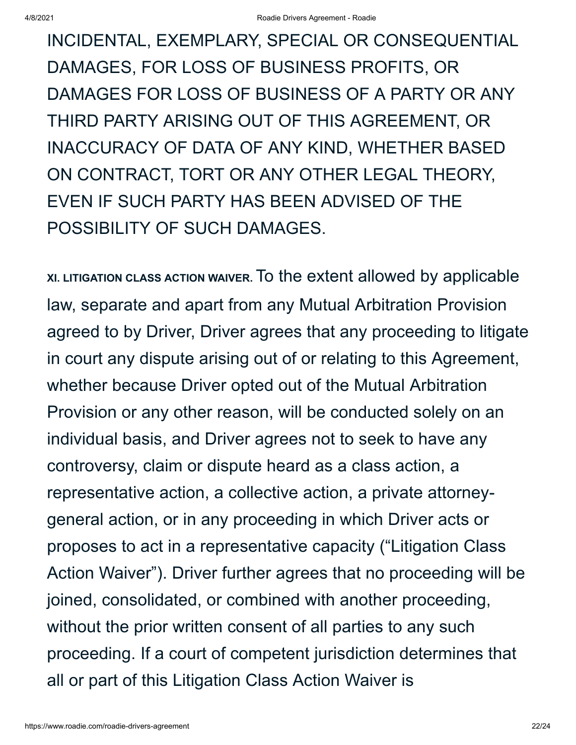INCIDENTAL, EXEMPLARY, SPECIAL OR CONSEQUENTIAL DAMAGES, FOR LOSS OF BUSINESS PROFITS, OR DAMAGES FOR LOSS OF BUSINESS OF A PARTY OR ANY THIRD PARTY ARISING OUT OF THIS AGREEMENT, OR INACCURACY OF DATA OF ANY KIND, WHETHER BASED ON CONTRACT, TORT OR ANY OTHER LEGAL THEORY, EVEN IF SUCH PARTY HAS BEEN ADVISED OF THE POSSIBILITY OF SUCH DAMAGES.

**XI. LITIGATION CLASS ACTION WAIVER.** To the extent allowed by applicable law, separate and apart from any Mutual Arbitration Provision agreed to by Driver, Driver agrees that any proceeding to litigate in court any dispute arising out of or relating to this Agreement, whether because Driver opted out of the Mutual Arbitration Provision or any other reason, will be conducted solely on an individual basis, and Driver agrees not to seek to have any controversy, claim or dispute heard as a class action, a representative action, a collective action, a private attorney-general action, or in any proceeding in which Driver acts or proposes to act in a representative capacity ("Litigation Class Action Waiver"). Driver further agrees that no proceeding will be joined, consolidated, or combined with another proceeding, without the prior written consent of all parties to any such proceeding. If a court of competent jurisdiction determines that all or part of this Litigation Class Action Waiver is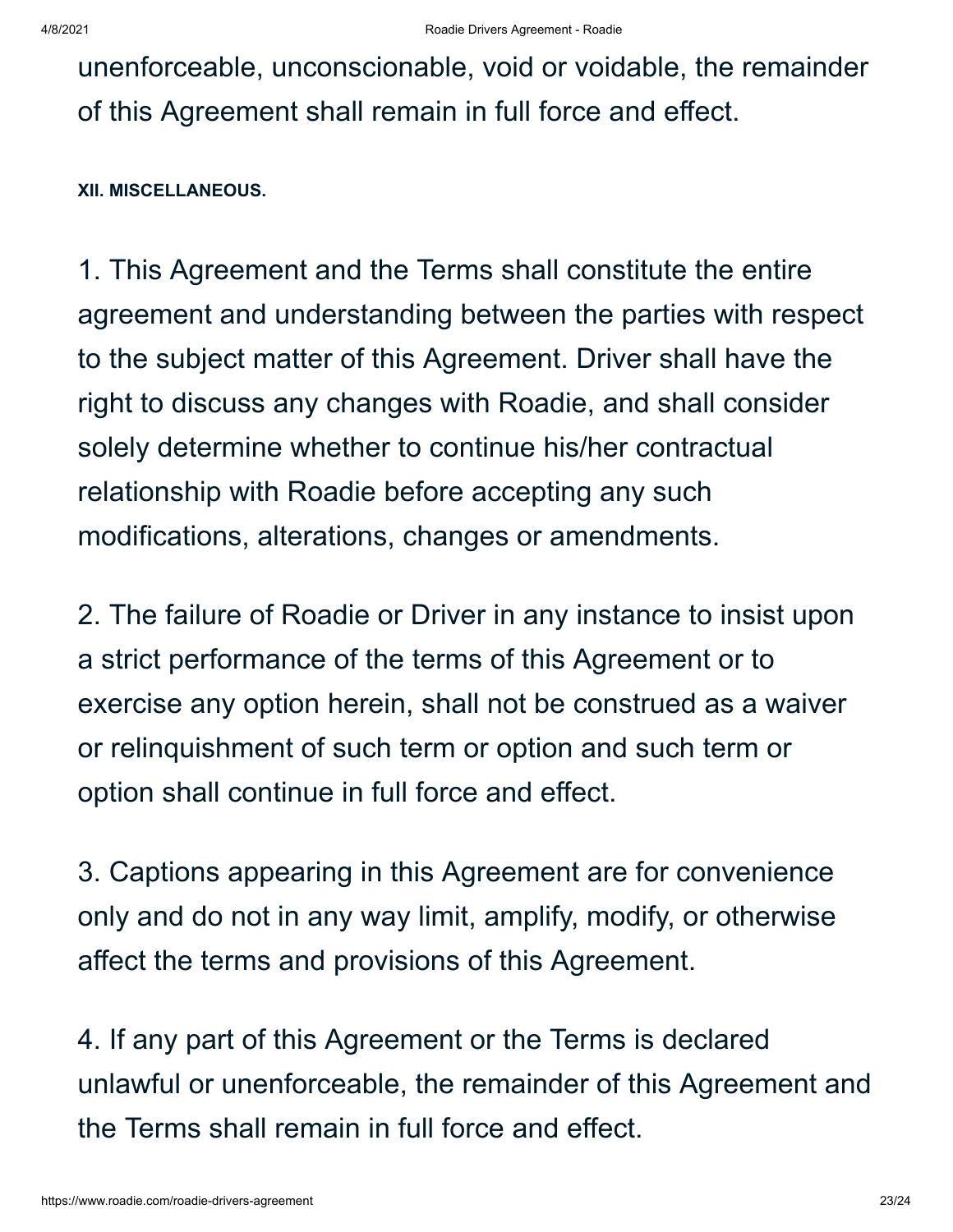unenforceable, unconscionable, void or voidable, the remainder of this Agreement shall remain in full force and effect.

**XII. MISCELLANEOUS.**

1. This Agreement and the Terms shall constitute the entire agreement and understanding between the parties with respect to the subject matter of this Agreement. Driver shall have the right to discuss any changes with Roadie, and shall consider solely determine whether to continue his/her contractual relationship with Roadie before accepting any such modifications, alterations, changes or amendments.

2. The failure of Roadie or Driver in any instance to insist upon a strict performance of the terms of this Agreement or to exercise any option herein, shall not be construed as a waiver or relinquishment of such term or option and such term or option shall continue in full force and effect.

3. Captions appearing in this Agreement are for convenience only and do not in any way limit, amplify, modify, or otherwise affect the terms and provisions of this Agreement.

4. If any part of this Agreement or the Terms is declared unlawful or unenforceable, the remainder of this Agreement and the Terms shall remain in full force and effect.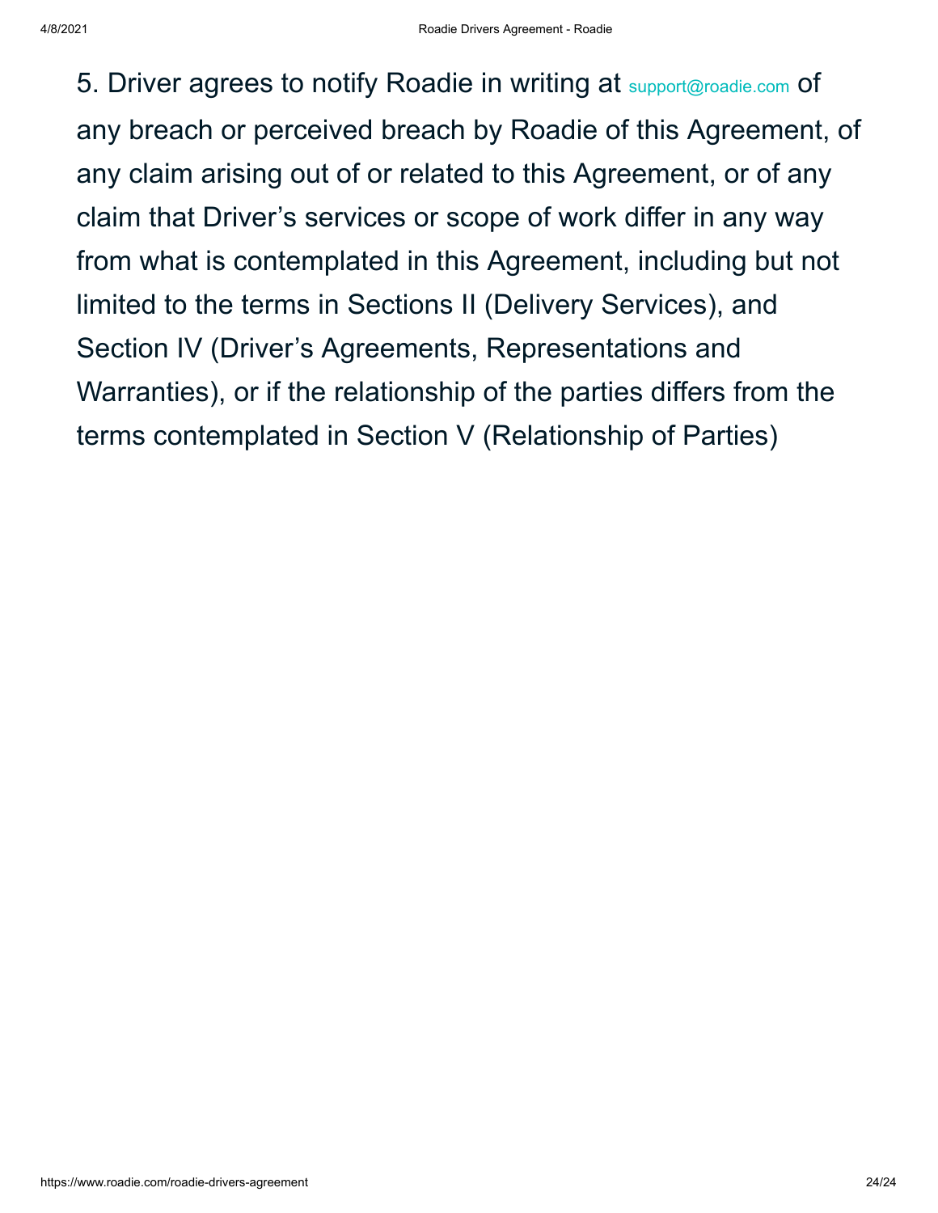5. Driver agrees to notify Roadie in writing at support@roadie.com of any breach or perceived breach by Roadie of this Agreement, of any claim arising out of or related to this Agreement, or of any claim that Driver's services or scope of work differ in any way from what is contemplated in this Agreement, including but not limited to the terms in Sections II (Delivery Services), and Section IV (Driver's Agreements, Representations and Warranties), or if the relationship of the parties differs from the terms contemplated in Section V (Relationship of Parties)